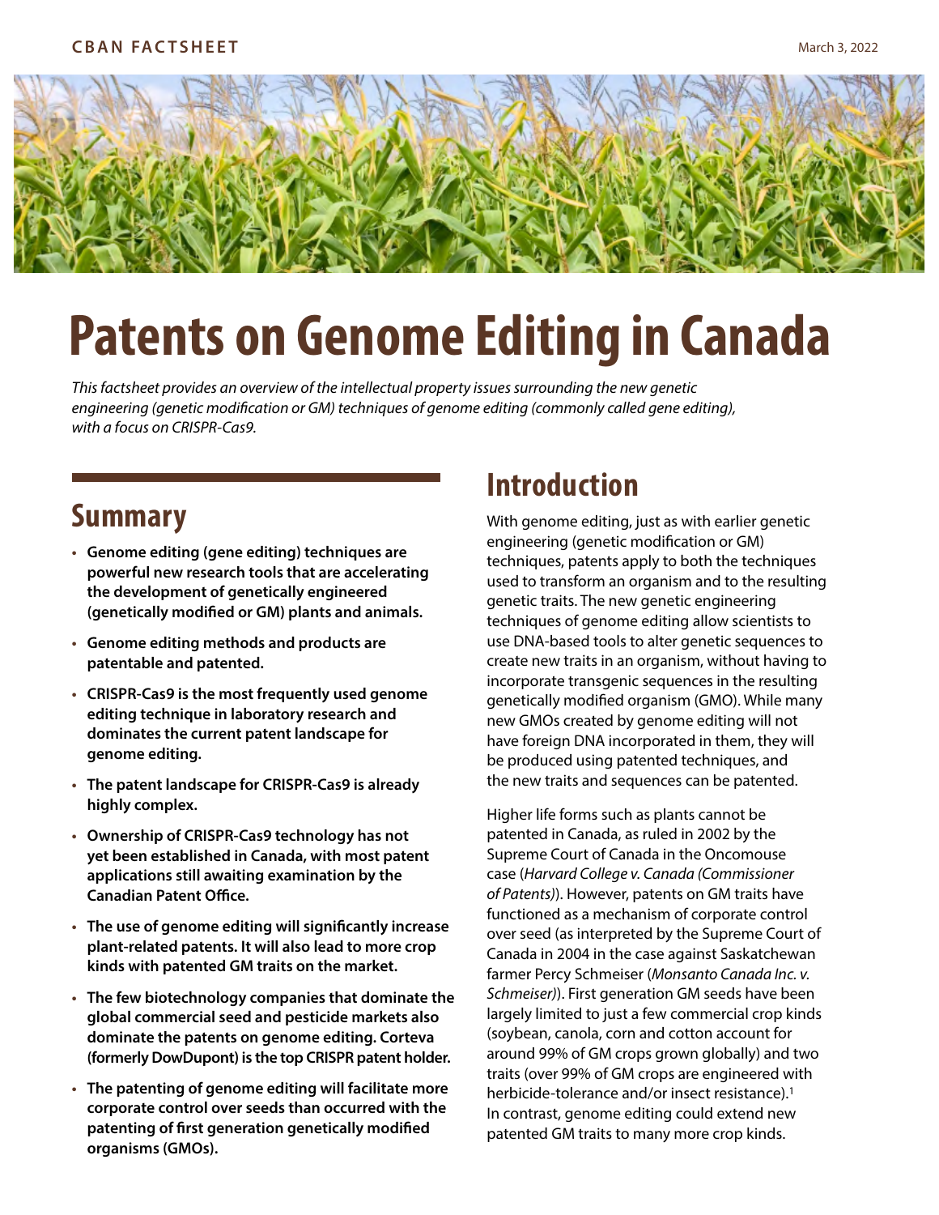CBAN FACTSHEET

March 3, 2022

# Patents on Genome Editing in Canada

*This factsheet provides an overview of the intellectual property issues surrounding the new genetic engineering (genetic modification or GM) techniques of genome editing (commonly called gene editing), with a focus on CRISPR-Cas9.*

## Summary

- **Genome editing (gene editing) techniques are powerful new research tools that are accelerating the development of genetically engineered (genetically modified or GM) plants and animals.**
- **Genome editing methods and products are patentable and patented.**
- **CRISPR-Cas9 is the most frequently used genome editing technique in laboratory research and dominates the current patent landscape for genome editing.**
- **The patent landscape for CRISPR-Cas9 is already highly complex.**
- **Ownership of CRISPR-Cas9 technology has not yet been established in Canada, with most patent applications still awaiting examination by the Canadian Patent Office.**
- **The use of genome editing will significantly increase plant-related patents. It will also lead to more crop kinds with patented GM traits on the market.**
- **The few biotechnology companies that dominate the global commercial seed and pesticide markets also dominate the patents on genome editing. Corteva (formerly DowDupont) is the top CRISPR patent holder.**
- **The patenting of genome editing will facilitate more corporate control over seeds than occurred with the patenting of first generation genetically modified organisms (GMOs).**

## Introduction

With genome editing, just as with earlier genetic engineering (genetic modification or GM) techniques, patents apply to both the techniques used to transform an organism and to the resulting genetic traits. The new genetic engineering techniques of genome editing allow scientists to use DNA-based tools to alter genetic sequences to create new traits in an organism, without having to incorporate transgenic sequences in the resulting genetically modified organism (GMO). While many new GMOs created by genome editing will not have foreign DNA incorporated in them, they will be produced using patented techniques, and the new traits and sequences can be patented.

Higher life forms such as plants cannot be patented in Canada, as ruled in 2002 by the Supreme Court of Canada in the Oncomouse case (*Harvard College v. Canada (Commissioner of Patents)*). However, patents on GM traits have functioned as a mechanism of corporate control over seed (as interpreted by the Supreme Court of Canada in 2004 in the case against Saskatchewan farmer Percy Schmeiser (*Monsanto Canada Inc. v. Schmeiser)*). First generation GM seeds have been largely limited to just a few commercial crop kinds (soybean, canola, corn and cotton account for around 99% of GM crops grown globally) and two traits (over 99% of GM crops are engineered with herbicide-tolerance and/or insect resistance).[1] In contrast, genome editing could extend new patented GM traits to many more crop kinds.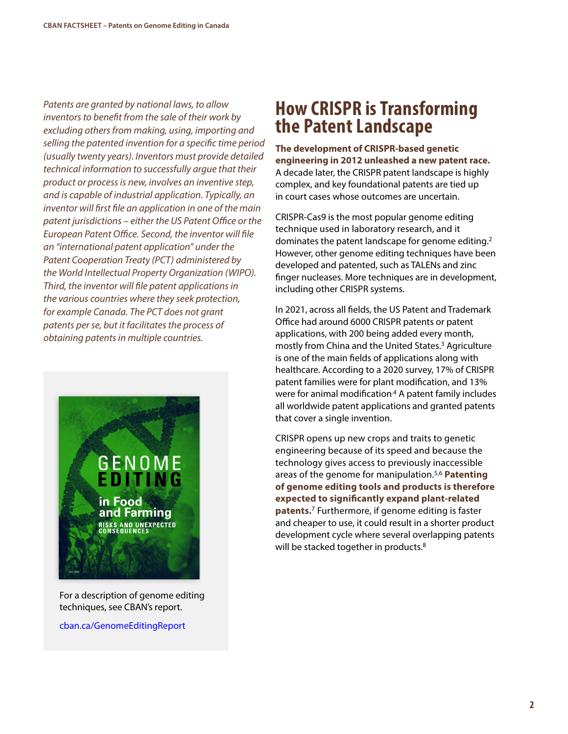*Patents are granted by national laws, to allow inventors to benefit from the sale of their work by excluding others from making, using, importing and selling the patented invention for a specific time period (usually twenty years). Inventors must provide detailed technical information to successfully argue that their product or process is new, involves an inventive step, and is capable of industrial application. Typically, an inventor will first file an application in one of the main patent jurisdictions – either the US Patent Office or the European Patent Office. Second, the inventor will file an "international patent application" under the Patent Cooperation Treaty (PCT) administered by the World Intellectual Property Organization (WIPO). Third, the inventor will file patent applications in the various countries where they seek protection, for example Canada. The PCT does not grant patents per se, but it facilitates the process of obtaining patents in multiple countries.*

For a description of genome editing techniques, see CBAN's report.

cban.ca/GenomeEditingReport

## How CRISPR is Transforming the Patent Landscape

**The development of CRISPR-based genetic engineering in 2012 unleashed a new patent race.** A decade later, the CRISPR patent landscape is highly complex, and key foundational patents are tied up in court cases whose outcomes are uncertain.

CRISPR-Cas9 is the most popular genome editing technique used in laboratory research, and it dominates the patent landscape for genome editing.[2] However, other genome editing techniques have been developed and patented, such as TALENs and zinc finger nucleases. More techniques are in development, including other CRISPR systems.

In 2021, across all fields, the US Patent and Trademark Office had around 6000 CRISPR patents or patent applications, with 200 being added every month, mostly from China and the United States.[3] Agriculture is one of the main fields of applications along with healthcare. According to a 2020 survey, 17% of CRISPR patent families were for plant modification, and 13% were for animal modification.[4] A patent family includes all worldwide patent applications and granted patents that cover a single invention.

CRISPR opens up new crops and traits to genetic engineering because of its speed and because the technology gives access to previously inaccessible areas of the genome for manipulation.[5,6] **Patenting of genome editing tools and products is therefore expected to significantly expand plant-related patents.**[7] Furthermore, if genome editing is faster and cheaper to use, it could result in a shorter product development cycle where several overlapping patents will be stacked together in products.[8]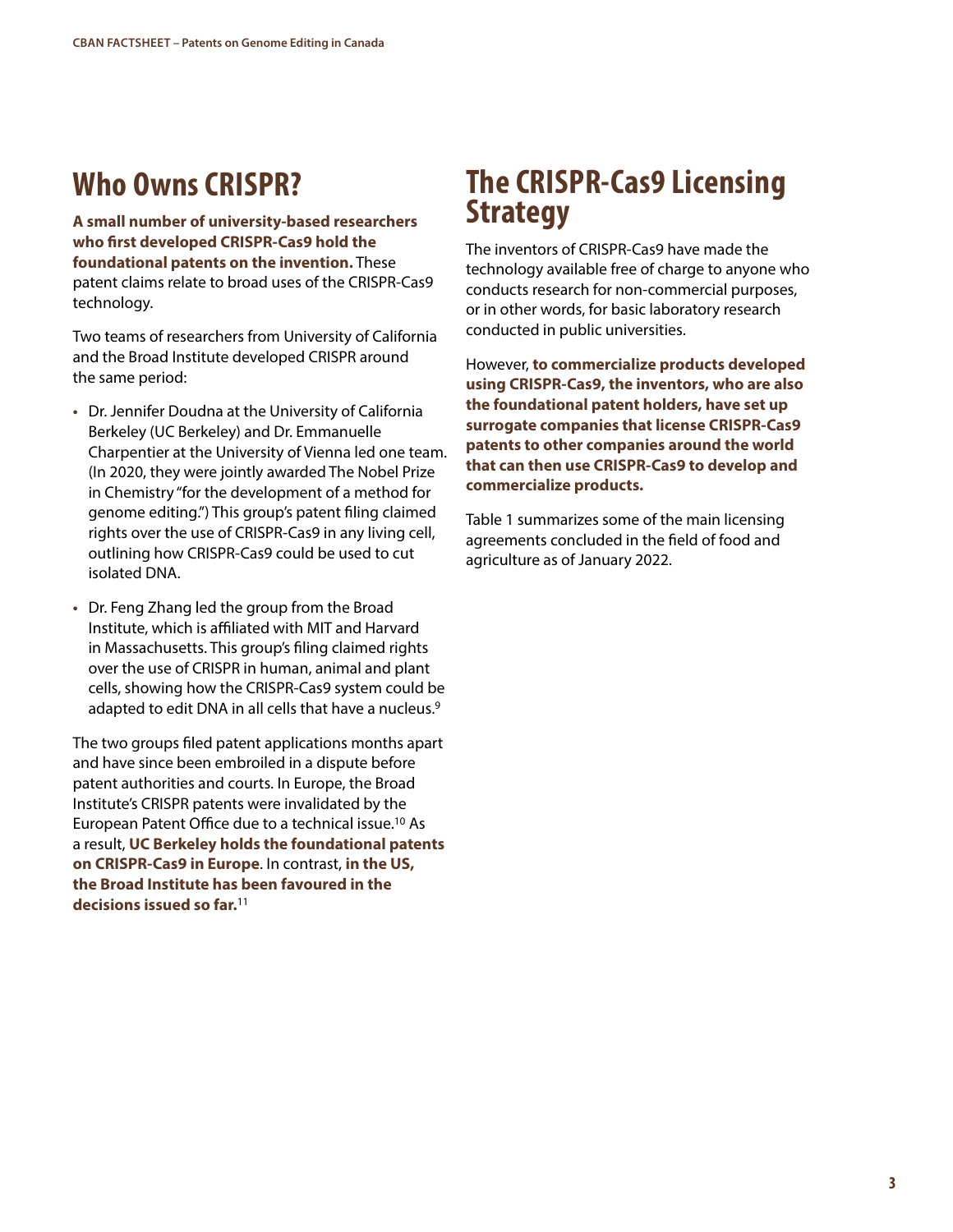# Who Owns CRISPR?

**A small number of university-based researchers who first developed CRISPR-Cas9 hold the foundational patents on the invention.** These patent claims relate to broad uses of the CRISPR-Cas9 technology.

Two teams of researchers from University of California and the Broad Institute developed CRISPR around the same period:

- Dr. Jennifer Doudna at the University of California Berkeley (UC Berkeley) and Dr. Emmanuelle Charpentier at the University of Vienna led one team. (In 2020, they were jointly awarded The Nobel Prize in Chemistry "for the development of a method for genome editing.") This group's patent filing claimed rights over the use of CRISPR-Cas9 in any living cell, outlining how CRISPR-Cas9 could be used to cut isolated DNA.
- Dr. Feng Zhang led the group from the Broad Institute, which is affiliated with MIT and Harvard in Massachusetts. This group's filing claimed rights over the use of CRISPR in human, animal and plant cells, showing how the CRISPR-Cas9 system could be adapted to edit DNA in all cells that have a nucleus.[9]

The two groups filed patent applications months apart and have since been embroiled in a dispute before patent authorities and courts. In Europe, the Broad Institute's CRISPR patents were invalidated by the European Patent Office due to a technical issue.[10] As a result, **UC Berkeley holds the foundational patents on CRISPR-Cas9 in Europe**. In contrast, **in the US, the Broad Institute has been favoured in the decisions issued so far.**[11]

# The CRISPR-Cas9 Licensing Strategy

The inventors of CRISPR-Cas9 have made the technology available free of charge to anyone who conducts research for non-commercial purposes, or in other words, for basic laboratory research conducted in public universities.

However, **to commercialize products developed using CRISPR-Cas9, the inventors, who are also the foundational patent holders, have set up surrogate companies that license CRISPR-Cas9 patents to other companies around the world that can then use CRISPR-Cas9 to develop and commercialize products.**

Table 1 summarizes some of the main licensing agreements concluded in the field of food and agriculture as of January 2022.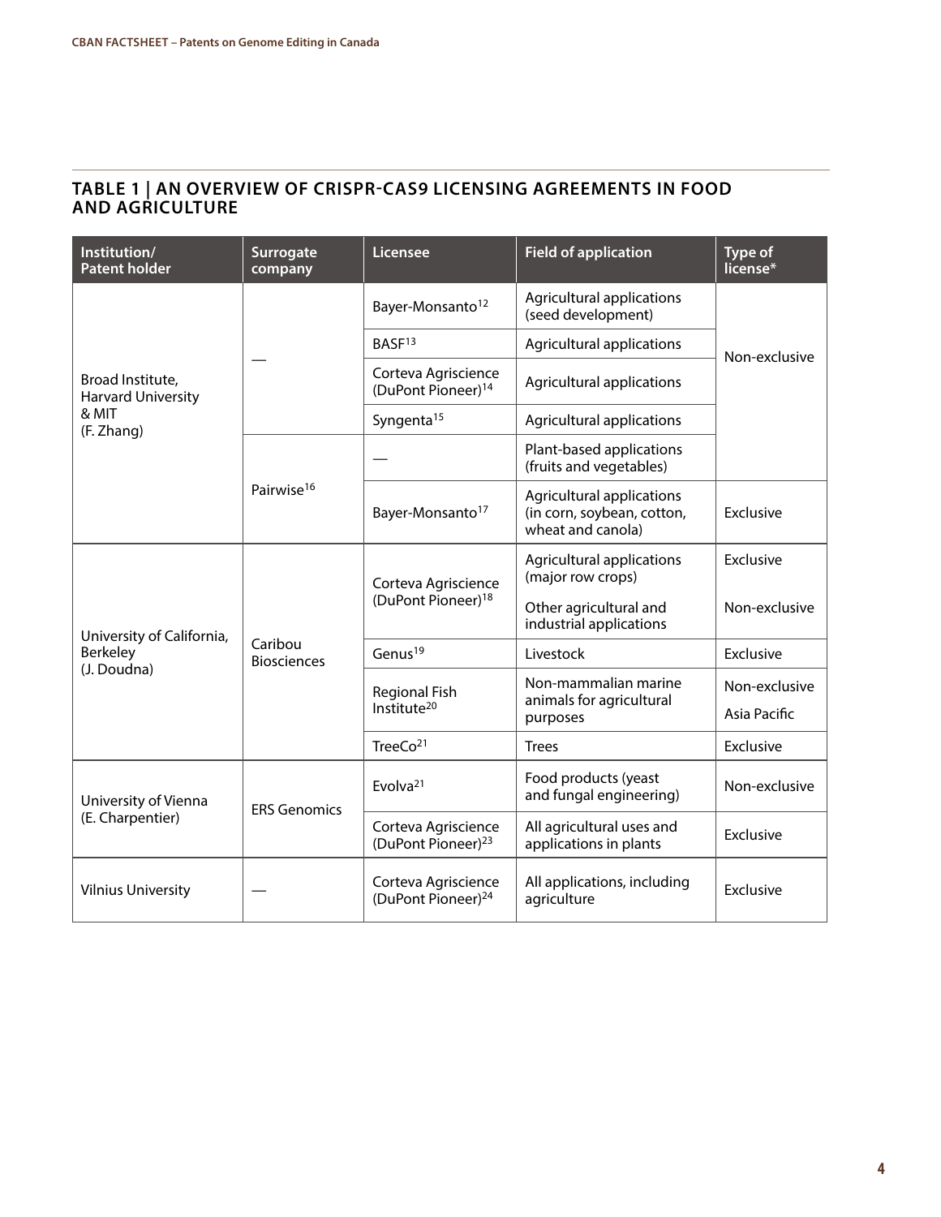## TABLE 1 | AN OVERVIEW OF CRISPR-CAS9 LICENSING AGREEMENTS IN FOOD AND AGRICULTURE

| Institution/ Patent holder | Surrogate company | Licensee | Field of application | Type of license* |
|---|---|---|---|---|
| Broad Institute, Harvard University & MIT (F. Zhang) | — | Bayer-Monsanto[12] | Agricultural applications (seed development) | Non-exclusive |
| | | BASF[13] | Agricultural applications | |
| | | Corteva Agriscience (DuPont Pioneer)[14] | Agricultural applications | |
| | | Syngenta[15] | Agricultural applications | |
| | Pairwise[16] | — | Plant-based applications (fruits and vegetables) | |
| | | Bayer-Monsanto[17] | Agricultural applications (in corn, soybean, cotton, wheat and canola) | Exclusive |
| University of California, Berkeley (J. Doudna) | Caribou Biosciences | Corteva Agriscience (DuPont Pioneer)[18] | Agricultural applications (major row crops) | Exclusive |
| | | | Other agricultural and industrial applications | Non-exclusive |
| | | Genus[19] | Livestock | Exclusive |
| | | Regional Fish Institute[20] | Non-mammalian marine animals for agricultural purposes | Non-exclusive Asia Pacific |
| | | TreeCo[21] | Trees | Exclusive |
| University of Vienna (E. Charpentier) | ERS Genomics | Evolva[21] | Food products (yeast and fungal engineering) | Non-exclusive |
| | | Corteva Agriscience (DuPont Pioneer)[23] | All agricultural uses and applications in plants | Exclusive |
| Vilnius University | — | Corteva Agriscience (DuPont Pioneer)[24] | All applications, including agriculture | Exclusive |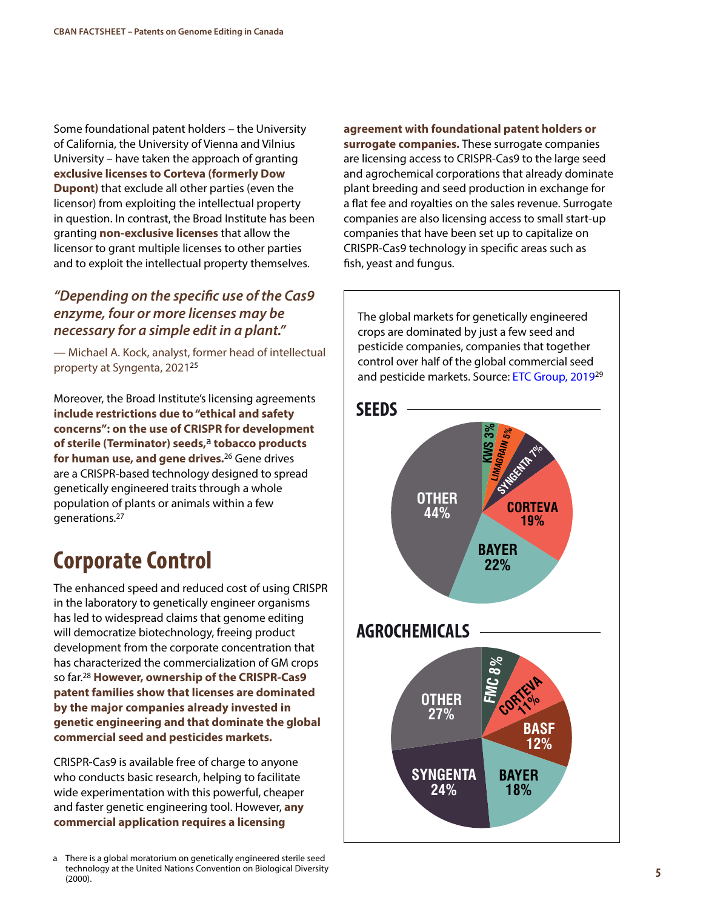Some foundational patent holders – the University of California, the University of Vienna and Vilnius University – have taken the approach of granting **exclusive licenses to Corteva (formerly Dow Dupont)** that exclude all other parties (even the licensor) from exploiting the intellectual property in question. In contrast, the Broad Institute has been granting **non-exclusive licenses** that allow the licensor to grant multiple licenses to other parties and to exploit the intellectual property themselves.

> *"Depending on the specific use of the Cas9 enzyme, four or more licenses may be necessary for a simple edit in a plant."*
>
> — Michael A. Kock, analyst, former head of intellectual property at Syngenta, 2021[25]

Moreover, the Broad Institute's licensing agreements **include restrictions due to "ethical and safety concerns": on the use of CRISPR for development of sterile (Terminator) seeds,[a] tobacco products for human use, and gene drives.**[26] Gene drives are a CRISPR-based technology designed to spread genetically engineered traits through a whole population of plants or animals within a few generations.[27]

## Corporate Control

The enhanced speed and reduced cost of using CRISPR in the laboratory to genetically engineer organisms has led to widespread claims that genome editing will democratize biotechnology, freeing product development from the corporate concentration that has characterized the commercialization of GM crops so far.[28] **However, ownership of the CRISPR-Cas9 patent families show that licenses are dominated by the major companies already invested in genetic engineering and that dominate the global commercial seed and pesticides markets.**

CRISPR-Cas9 is available free of charge to anyone who conducts basic research, helping to facilitate wide experimentation with this powerful, cheaper and faster genetic engineering tool. However, **any commercial application requires a licensing agreement with foundational patent holders or surrogate companies.** These surrogate companies are licensing access to CRISPR-Cas9 to the large seed and agrochemical corporations that already dominate plant breeding and seed production in exchange for a flat fee and royalties on the sales revenue. Surrogate companies are also licensing access to small start-up companies that have been set up to capitalize on CRISPR-Cas9 technology in specific areas such as fish, yeast and fungus.

The global markets for genetically engineered crops are dominated by just a few seed and pesticide companies, companies that together control over half of the global commercial seed and pesticide markets. Source: ETC Group, 2019[29]

**SEEDS**

| Company | Share |
|---|---|
| KWS | 3% |
| Limagrain | 5% |
| Syngenta | 7% |
| Corteva | 19% |
| Bayer | 22% |
| Other | 44% |

**AGROCHEMICALS**

| Company | Share |
|---|---|
| FMC | 8% |
| Corteva | 11% |
| BASF | 12% |
| Bayer | 18% |
| Syngenta | 24% |
| Other | 27% |

a There is a global moratorium on genetically engineered sterile seed technology at the United Nations Convention on Biological Diversity (2000).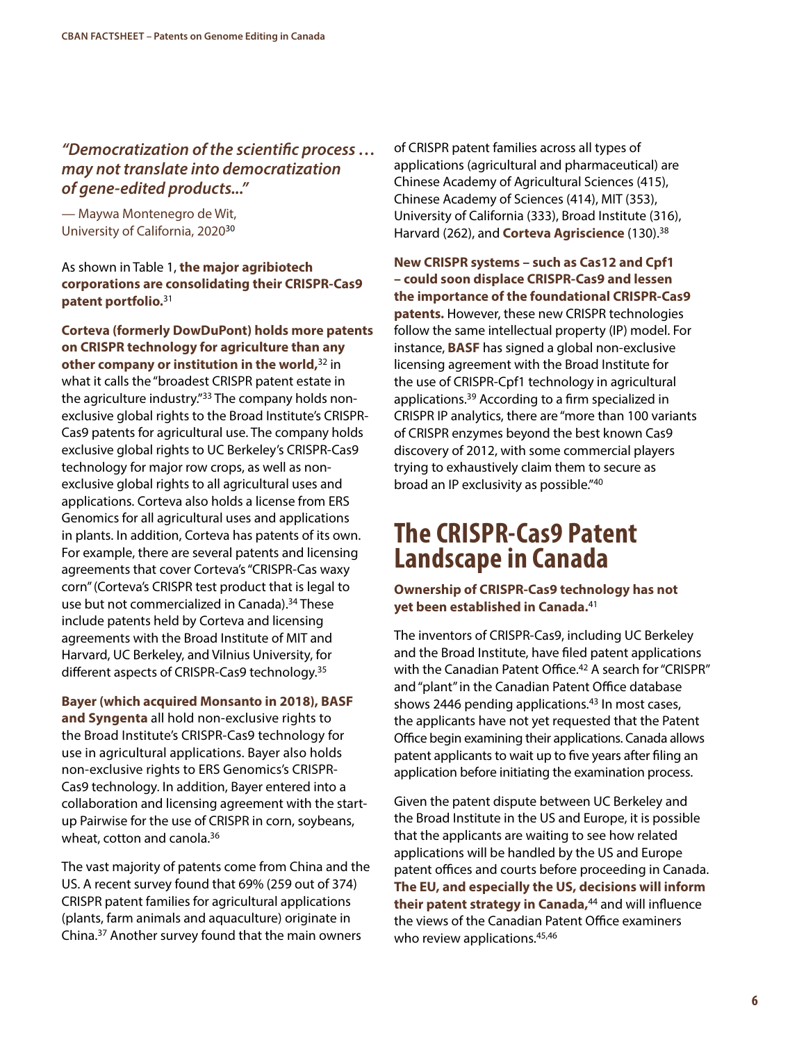*"Democratization of the scientific process … may not translate into democratization of gene-edited products..."*

— Maywa Montenegro de Wit, University of California, 2020[30]

As shown in Table 1, **the major agribiotech corporations are consolidating their CRISPR-Cas9 patent portfolio.**[31]

**Corteva (formerly DowDuPont) holds more patents on CRISPR technology for agriculture than any other company or institution in the world,**[32] in what it calls the "broadest CRISPR patent estate in the agriculture industry."[33] The company holds non-exclusive global rights to the Broad Institute's CRISPR-Cas9 patents for agricultural use. The company holds exclusive global rights to UC Berkeley's CRISPR-Cas9 technology for major row crops, as well as non-exclusive global rights to all agricultural uses and applications. Corteva also holds a license from ERS Genomics for all agricultural uses and applications in plants. In addition, Corteva has patents of its own. For example, there are several patents and licensing agreements that cover Corteva's "CRISPR-Cas waxy corn" (Corteva's CRISPR test product that is legal to use but not commercialized in Canada).[34] These include patents held by Corteva and licensing agreements with the Broad Institute of MIT and Harvard, UC Berkeley, and Vilnius University, for different aspects of CRISPR-Cas9 technology.[35]

**Bayer (which acquired Monsanto in 2018), BASF and Syngenta** all hold non-exclusive rights to the Broad Institute's CRISPR-Cas9 technology for use in agricultural applications. Bayer also holds non-exclusive rights to ERS Genomics's CRISPR-Cas9 technology. In addition, Bayer entered into a collaboration and licensing agreement with the start-up Pairwise for the use of CRISPR in corn, soybeans, wheat, cotton and canola.[36]

The vast majority of patents come from China and the US. A recent survey found that 69% (259 out of 374) CRISPR patent families for agricultural applications (plants, farm animals and aquaculture) originate in China.[37] Another survey found that the main owners of CRISPR patent families across all types of applications (agricultural and pharmaceutical) are Chinese Academy of Agricultural Sciences (415), Chinese Academy of Sciences (414), MIT (353), University of California (333), Broad Institute (316), Harvard (262), and **Corteva Agriscience** (130).[38]

**New CRISPR systems – such as Cas12 and Cpf1 – could soon displace CRISPR-Cas9 and lessen the importance of the foundational CRISPR-Cas9 patents.** However, these new CRISPR technologies follow the same intellectual property (IP) model. For instance, **BASF** has signed a global non-exclusive licensing agreement with the Broad Institute for the use of CRISPR-Cpf1 technology in agricultural applications.[39] According to a firm specialized in CRISPR IP analytics, there are "more than 100 variants of CRISPR enzymes beyond the best known Cas9 discovery of 2012, with some commercial players trying to exhaustively claim them to secure as broad an IP exclusivity as possible."[40]

# The CRISPR-Cas9 Patent Landscape in Canada

**Ownership of CRISPR-Cas9 technology has not yet been established in Canada.**[41]

The inventors of CRISPR-Cas9, including UC Berkeley and the Broad Institute, have filed patent applications with the Canadian Patent Office.[42] A search for "CRISPR" and "plant" in the Canadian Patent Office database shows 2446 pending applications.[43] In most cases, the applicants have not yet requested that the Patent Office begin examining their applications. Canada allows patent applicants to wait up to five years after filing an application before initiating the examination process.

Given the patent dispute between UC Berkeley and the Broad Institute in the US and Europe, it is possible that the applicants are waiting to see how related applications will be handled by the US and Europe patent offices and courts before proceeding in Canada. **The EU, and especially the US, decisions will inform their patent strategy in Canada,**[44] and will influence the views of the Canadian Patent Office examiners who review applications.[45,46]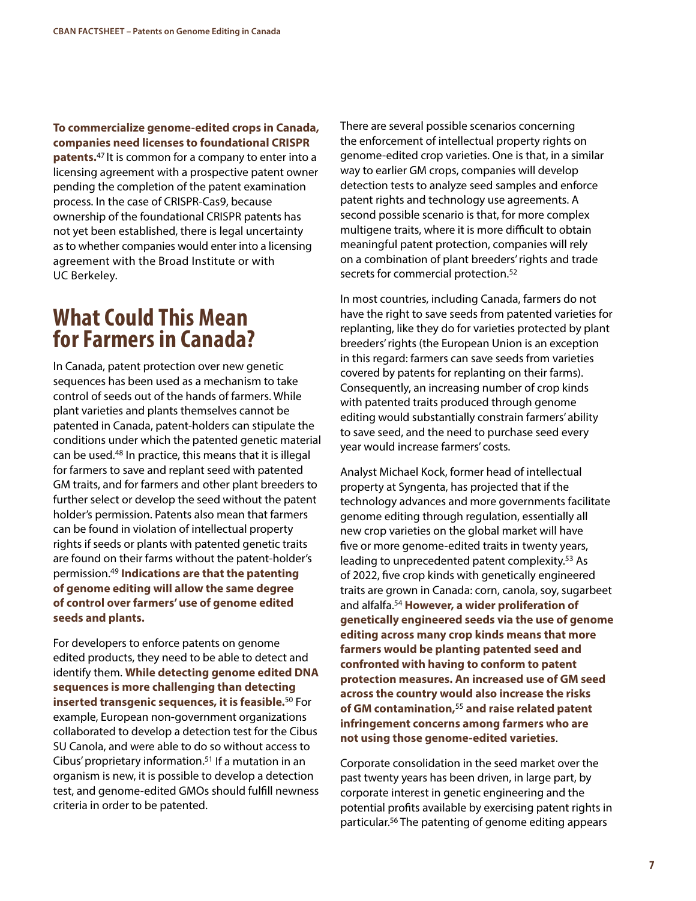**To commercialize genome-edited crops in Canada, companies need licenses to foundational CRISPR patents.**[47] It is common for a company to enter into a licensing agreement with a prospective patent owner pending the completion of the patent examination process. In the case of CRISPR-Cas9, because ownership of the foundational CRISPR patents has not yet been established, there is legal uncertainty as to whether companies would enter into a licensing agreement with the Broad Institute or with UC Berkeley.

# What Could This Mean for Farmers in Canada?

In Canada, patent protection over new genetic sequences has been used as a mechanism to take control of seeds out of the hands of farmers. While plant varieties and plants themselves cannot be patented in Canada, patent-holders can stipulate the conditions under which the patented genetic material can be used.[48] In practice, this means that it is illegal for farmers to save and replant seed with patented GM traits, and for farmers and other plant breeders to further select or develop the seed without the patent holder's permission. Patents also mean that farmers can be found in violation of intellectual property rights if seeds or plants with patented genetic traits are found on their farms without the patent-holder's permission.[49] **Indications are that the patenting of genome editing will allow the same degree of control over farmers' use of genome edited seeds and plants.**

For developers to enforce patents on genome edited products, they need to be able to detect and identify them. **While detecting genome edited DNA sequences is more challenging than detecting inserted transgenic sequences, it is feasible.**[50] For example, European non-government organizations collaborated to develop a detection test for the Cibus SU Canola, and were able to do so without access to Cibus' proprietary information.[51] If a mutation in an organism is new, it is possible to develop a detection test, and genome-edited GMOs should fulfill newness criteria in order to be patented.

There are several possible scenarios concerning the enforcement of intellectual property rights on genome-edited crop varieties. One is that, in a similar way to earlier GM crops, companies will develop detection tests to analyze seed samples and enforce patent rights and technology use agreements. A second possible scenario is that, for more complex multigene traits, where it is more difficult to obtain meaningful patent protection, companies will rely on a combination of plant breeders' rights and trade secrets for commercial protection.[52]

In most countries, including Canada, farmers do not have the right to save seeds from patented varieties for replanting, like they do for varieties protected by plant breeders' rights (the European Union is an exception in this regard: farmers can save seeds from varieties covered by patents for replanting on their farms). Consequently, an increasing number of crop kinds with patented traits produced through genome editing would substantially constrain farmers' ability to save seed, and the need to purchase seed every year would increase farmers' costs.

Analyst Michael Kock, former head of intellectual property at Syngenta, has projected that if the technology advances and more governments facilitate genome editing through regulation, essentially all new crop varieties on the global market will have five or more genome-edited traits in twenty years, leading to unprecedented patent complexity.[53] As of 2022, five crop kinds with genetically engineered traits are grown in Canada: corn, canola, soy, sugarbeet and alfalfa.[54] **However, a wider proliferation of genetically engineered seeds via the use of genome editing across many crop kinds means that more farmers would be planting patented seed and confronted with having to conform to patent protection measures. An increased use of GM seed across the country would also increase the risks of GM contamination,**[55] **and raise related patent infringement concerns among farmers who are not using those genome-edited varieties**.

Corporate consolidation in the seed market over the past twenty years has been driven, in large part, by corporate interest in genetic engineering and the potential profits available by exercising patent rights in particular.[56] The patenting of genome editing appears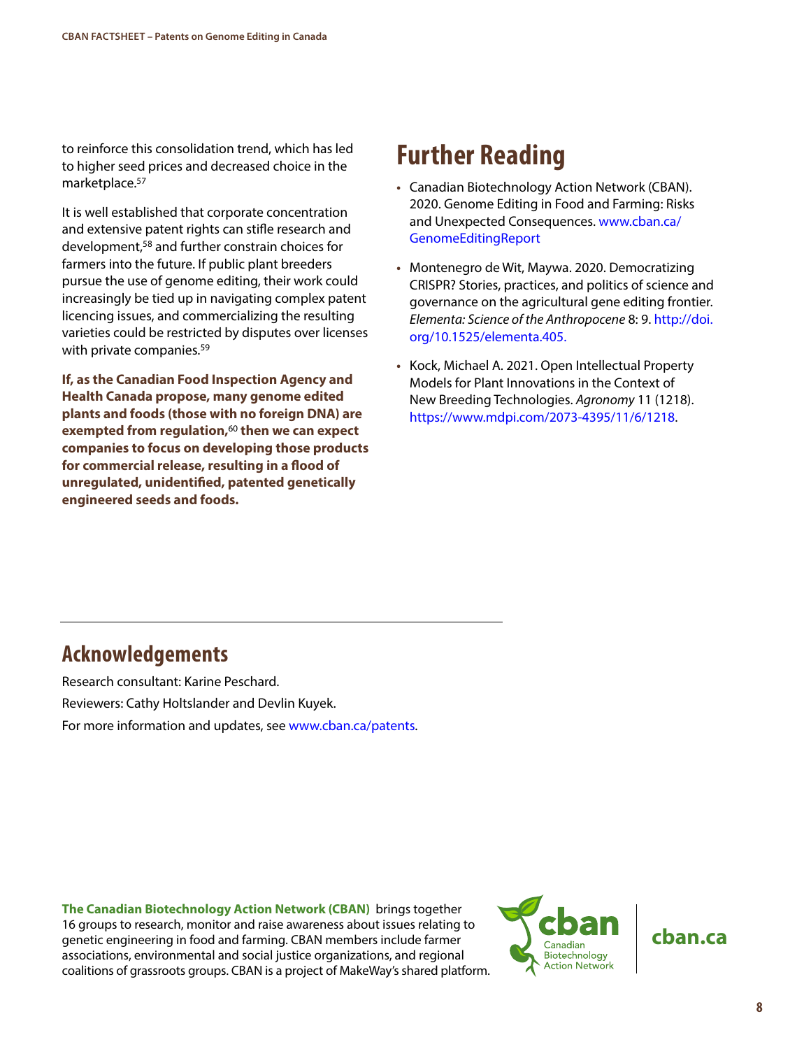to reinforce this consolidation trend, which has led to higher seed prices and decreased choice in the marketplace.[57]

It is well established that corporate concentration and extensive patent rights can stifle research and development,[58] and further constrain choices for farmers into the future. If public plant breeders pursue the use of genome editing, their work could increasingly be tied up in navigating complex patent licencing issues, and commercializing the resulting varieties could be restricted by disputes over licenses with private companies.[59]

**If, as the Canadian Food Inspection Agency and Health Canada propose, many genome edited plants and foods (those with no foreign DNA) are exempted from regulation,[60] then we can expect companies to focus on developing those products for commercial release, resulting in a flood of unregulated, unidentified, patented genetically engineered seeds and foods.**

# Further Reading

- Canadian Biotechnology Action Network (CBAN). 2020. Genome Editing in Food and Farming: Risks and Unexpected Consequences. www.cban.ca/GenomeEditingReport
- Montenegro de Wit, Maywa. 2020. Democratizing CRISPR? Stories, practices, and politics of science and governance on the agricultural gene editing frontier. *Elementa: Science of the Anthropocene* 8: 9. http://doi.org/10.1525/elementa.405.
- Kock, Michael A. 2021. Open Intellectual Property Models for Plant Innovations in the Context of New Breeding Technologies. *Agronomy* 11 (1218). https://www.mdpi.com/2073-4395/11/6/1218.

## Acknowledgements

Research consultant: Karine Peschard.

Reviewers: Cathy Holtslander and Devlin Kuyek.

For more information and updates, see www.cban.ca/patents.

**The Canadian Biotechnology Action Network (CBAN)** brings together 16 groups to research, monitor and raise awareness about issues relating to genetic engineering in food and farming. CBAN members include farmer associations, environmental and social justice organizations, and regional coalitions of grassroots groups. CBAN is a project of MakeWay's shared platform.

cban Canadian Biotechnology Action Network | cban.ca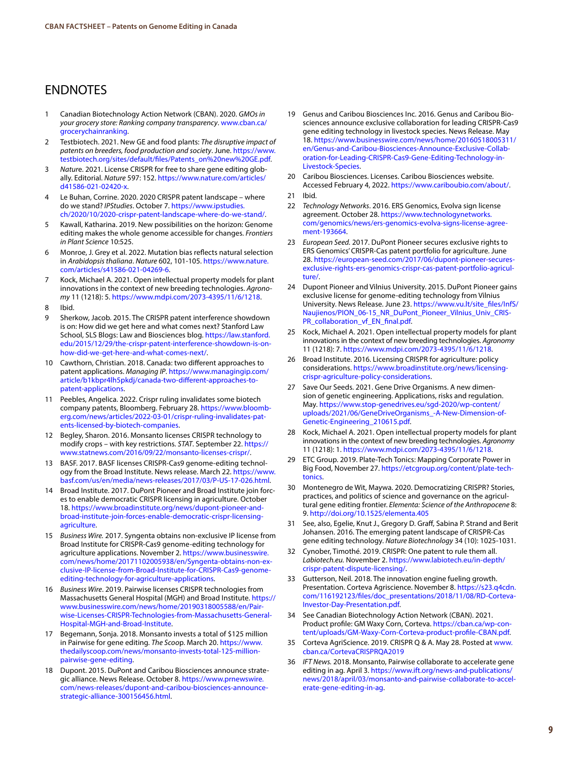# ENDNOTES

1. Canadian Biotechnology Action Network (CBAN). 2020. *GMOs in your grocery store: Ranking company transparency*. www.cban.ca/grocerychainranking.
2. Testbiotech. 2021. New GE and food plants: *The disruptive impact of patents on breeders, food production and society*. June. https://www.testbiotech.org/sites/default/files/Patents_on%20new%20GE.pdf.
3. *Nature*. 2021. License CRISPR for free to share gene editing globally. Editorial. *Nature* 597: 152. https://www.nature.com/articles/d41586-021-02420-x.
4. Le Buhan, Corrine. 2020. 2020 CRISPR patent landscape – where do we stand? *IPStudies*. October 7. https://www.ipstudies.ch/2020/10/2020-crispr-patent-landscape-where-do-we-stand/.
5. Kawall, Katharina. 2019. New possibilities on the horizon: Genome editing makes the whole genome accessible for changes. *Frontiers in Plant Science* 10:525.
6. Monroe, J. Grey et al. 2022. Mutation bias reflects natural selection in *Arabidopsis thaliana*. *Nature* 602, 101-105. https://www.nature.com/articles/s41586-021-04269-6.
7. Kock, Michael A. 2021. Open intellectual property models for plant innovations in the context of new breeding technologies. *Agronomy* 11 (1218): 5. https://www.mdpi.com/2073-4395/11/6/1218.
8. Ibid.
9. Sherkow, Jacob. 2015. The CRISPR patent interference showdown is on: How did we get here and what comes next? Stanford Law School, SLS Blogs: Law and Biosciences blog. https://law.stanford.edu/2015/12/29/the-crispr-patent-interference-showdown-is-on-how-did-we-get-here-and-what-comes-next/.
10. Cawthorn, Christian. 2018. Canada: two different approaches to patent applications. *Managing IP*. https://www.managingip.com/article/b1kbpr4lh5pkdj/canada-two-different-approaches-to-patent-applications.
11. Peebles, Angelica. 2022. Crispr ruling invalidates some biotech company patents, Bloomberg. February 28. https://www.bloomberg.com/news/articles/2022-03-01/crispr-ruling-invalidates-patents-licensed-by-biotech-companies.
12. Begley, Sharon. 2016. Monsanto licenses CRISPR technology to modify crops – with key restrictions. *STAT*. September 22. https://www.statnews.com/2016/09/22/monsanto-licenses-crispr/.
13. BASF. 2017. BASF licenses CRISPR-Cas9 genome-editing technology from the Broad Institute. News release. March 22. https://www.basf.com/us/en/media/news-releases/2017/03/P-US-17-026.html.
14. Broad Institute. 2017. DuPont Pioneer and Broad Institute join forces to enable democratic CRISPR licensing in agriculture. October 18. https://www.broadinstitute.org/news/dupont-pioneer-and-broad-institute-join-forces-enable-democratic-crispr-licensing-agriculture.
15. *Business Wire.* 2017. Syngenta obtains non-exclusive IP license from Broad Institute for CRISPR-Cas9 genome-editing technology for agriculture applications. November 2. https://www.businesswire.com/news/home/20171102005938/en/Syngenta-obtains-non-exclusive-IP-license-from-Broad-Institute-for-CRISPR-Cas9-genome-editing-technology-for-agriculture-applications.
16. *Business Wire*. 2019. Pairwise licenses CRISPR technologies from Massachusetts General Hospital (MGH) and Broad Institute. https://www.businesswire.com/news/home/20190318005588/en/Pairwise-Licenses-CRISPR-Technologies-from-Massachusetts-General-Hospital-MGH-and-Broad-Institute.
17. Begemann, Sonja. 2018. Monsanto invests a total of $125 million in Pairwise for gene editing. *The Scoop*. March 20. https://www.thedailyscoop.com/news/monsanto-invests-total-125-million-pairwise-gene-editing.
18. Dupont. 2015. DuPont and Caribou Biosciences announce strategic alliance. News Release. October 8. https://www.prnewswire.com/news-releases/dupont-and-caribou-biosciences-announce-strategic-alliance-300156456.html.
19. Genus and Caribou Biosciences Inc. 2016. Genus and Caribou Biosciences announce exclusive collaboration for leading CRISPR-Cas9 gene editing technology in livestock species. News Release. May 18. https://www.businesswire.com/news/home/20160518005311/en/Genus-and-Caribou-Biosciences-Announce-Exclusive-Collaboration-for-Leading-CRISPR-Cas9-Gene-Editing-Technology-in-Livestock-Species.
20. Caribou Biosciences. Licenses. Caribou Biosciences website. Accessed February 4, 2022. https://www.cariboubio.com/about/.
21. Ibid.
22. *Technology Networks*. 2016. ERS Genomics, Evolva sign license agreement. October 28. https://www.technologynetworks.com/genomics/news/ers-genomics-evolva-signs-license-agreement-193664.
23. *European Seed.* 2017. DuPont Pioneer secures exclusive rights to ERS Genomics' CRISPR-Cas patent portfolio for agriculture. June 28. https://european-seed.com/2017/06/dupont-pioneer-secures-exclusive-rights-ers-genomics-crispr-cas-patent-portfolio-agriculture/.
24. Dupont Pioneer and Vilnius University. 2015. DuPont Pioneer gains exclusive license for genome-editing technology from Vilnius University. News Release. June 23. https://www.vu.lt/site_files/InfS/Naujienos/PION_06-15_NR_DuPont_Pioneer_Vilnius_Univ_CRISPR_collaboration_vf_EN_final.pdf.
25. Kock, Michael A. 2021. Open intellectual property models for plant innovations in the context of new breeding technologies. *Agronomy* 11 (1218): 7. https://www.mdpi.com/2073-4395/11/6/1218.
26. Broad Institute. 2016. Licensing CRISPR for agriculture: policy considerations. https://www.broadinstitute.org/news/licensing-crispr-agriculture-policy-considerations.
27. Save Our Seeds. 2021. Gene Drive Organisms. A new dimension of genetic engineering. Applications, risks and regulation. May. https://www.stop-genedrives.eu/sgd-2020/wp-content/uploads/2021/06/GeneDriveOrganisms_-A-New-Dimension-of-Genetic-Engineering_210615.pdf.
28. Kock, Michael A. 2021. Open intellectual property models for plant innovations in the context of new breeding technologies. *Agronomy* 11 (1218): 1. https://www.mdpi.com/2073-4395/11/6/1218.
29. ETC Group. 2019. Plate-Tech Tonics: Mapping Corporate Power in Big Food, November 27. https://etcgroup.org/content/plate-tech-tonics.
30. Montenegro de Wit, Maywa. 2020. Democratizing CRISPR? Stories, practices, and politics of science and governance on the agricultural gene editing frontier. *Elementa: Science of the Anthropocene* 8: 9. http://doi.org/10.1525/elementa.405
31. See, also, Egelie, Knut J., Gregory D. Graff, Sabina P. Strand and Berit Johansen. 2016. The emerging patent landscape of CRISPR-Cas gene editing technology. *Nature Biotechnology* 34 (10): 1025-1031.
32. Cynober, Timothé. 2019. CRISPR: One patent to rule them all. *Labiotech.eu.* November 2. https://www.labiotech.eu/in-depth/crispr-patent-dispute-licensing/.
33. Gutterson, Neil. 2018. The innovation engine fueling growth. Presentation. Corteva Agriscience. November 8. https://s23.q4cdn.com/116192123/files/doc_presentations/2018/11/08/RD-Corteva-Investor-Day-Presentation.pdf.
34. See Canadian Biotechnology Action Network (CBAN). 2021. Product profile: GM Waxy Corn, Corteva. https://cban.ca/wp-content/uploads/GM-Waxy-Corn-Corteva-product-profile-CBAN.pdf.
35. Corteva AgriScience. 2019. CRISPR Q & A. May 28. Posted at www.cban.ca/CortevaCRISPRQA2019
36. *IFT News.* 2018. Monsanto, Pairwise collaborate to accelerate gene editing in ag. April 3. https://www.ift.org/news-and-publications/news/2018/april/03/monsanto-and-pairwise-collaborate-to-accelerate-gene-editing-in-ag.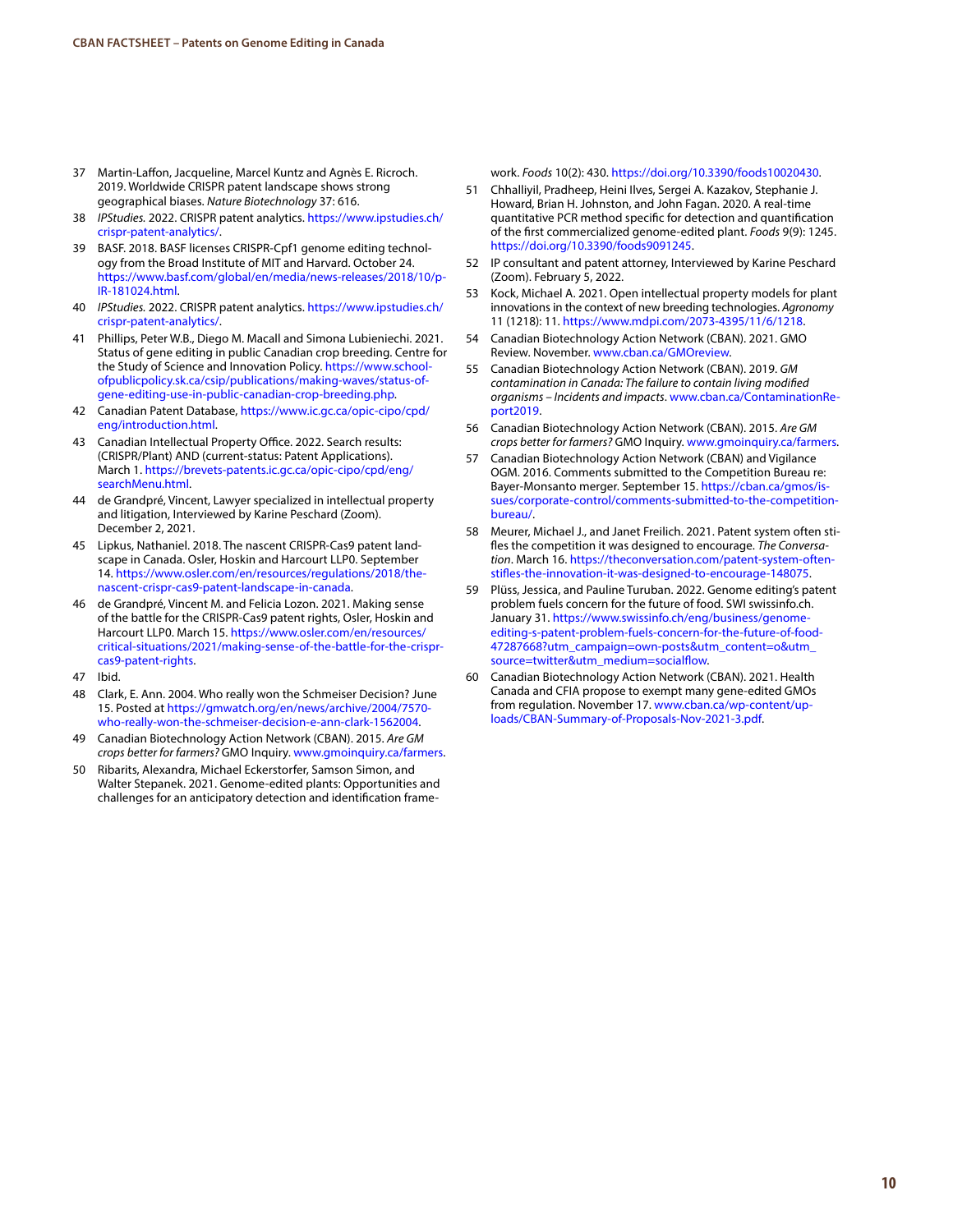37 Martin-Laffon, Jacqueline, Marcel Kuntz and Agnès E. Ricroch. 2019. Worldwide CRISPR patent landscape shows strong geographical biases. *Nature Biotechnology* 37: 616.

38 *IPStudies.* 2022. CRISPR patent analytics. https://www.ipstudies.ch/crispr-patent-analytics/.

39 BASF. 2018. BASF licenses CRISPR-Cpf1 genome editing technology from the Broad Institute of MIT and Harvard. October 24. https://www.basf.com/global/en/media/news-releases/2018/10/p-IR-181024.html.

40 *IPStudies.* 2022. CRISPR patent analytics. https://www.ipstudies.ch/crispr-patent-analytics/.

41 Phillips, Peter W.B., Diego M. Macall and Simona Lubieniechi. 2021. Status of gene editing in public Canadian crop breeding. Centre for the Study of Science and Innovation Policy. https://www.schoolofpublicpolicy.sk.ca/csip/publications/making-waves/status-of-gene-editing-use-in-public-canadian-crop-breeding.php.

42 Canadian Patent Database, https://www.ic.gc.ca/opic-cipo/cpd/eng/introduction.html.

43 Canadian Intellectual Property Office. 2022. Search results: (CRISPR/Plant) AND (current-status: Patent Applications). March 1. https://brevets-patents.ic.gc.ca/opic-cipo/cpd/eng/searchMenu.html.

44 de Grandpré, Vincent, Lawyer specialized in intellectual property and litigation, Interviewed by Karine Peschard (Zoom). December 2, 2021.

45 Lipkus, Nathaniel. 2018. The nascent CRISPR-Cas9 patent landscape in Canada. Osler, Hoskin and Harcourt LLP0. September 14. https://www.osler.com/en/resources/regulations/2018/the-nascent-crispr-cas9-patent-landscape-in-canada.

46 de Grandpré, Vincent M. and Felicia Lozon. 2021. Making sense of the battle for the CRISPR-Cas9 patent rights, Osler, Hoskin and Harcourt LLP0. March 15. https://www.osler.com/en/resources/critical-situations/2021/making-sense-of-the-battle-for-the-crispr-cas9-patent-rights.

47 Ibid.

48 Clark, E. Ann. 2004. Who really won the Schmeiser Decision? June 15. Posted at https://gmwatch.org/en/news/archive/2004/7570-who-really-won-the-schmeiser-decision-e-ann-clark-1562004.

49 Canadian Biotechnology Action Network (CBAN). 2015. *Are GM crops better for farmers?* GMO Inquiry. www.gmoinquiry.ca/farmers.

50 Ribarits, Alexandra, Michael Eckerstorfer, Samson Simon, and Walter Stepanek. 2021. Genome-edited plants: Opportunities and challenges for an anticipatory detection and identification framework. *Foods* 10(2): 430. https://doi.org/10.3390/foods10020430.

51 Chhalliyil, Pradheep, Heini Ilves, Sergei A. Kazakov, Stephanie J. Howard, Brian H. Johnston, and John Fagan. 2020. A real-time quantitative PCR method specific for detection and quantification of the first commercialized genome-edited plant. *Foods* 9(9): 1245. https://doi.org/10.3390/foods9091245.

52 IP consultant and patent attorney, Interviewed by Karine Peschard (Zoom). February 5, 2022.

53 Kock, Michael A. 2021. Open intellectual property models for plant innovations in the context of new breeding technologies. *Agronomy* 11 (1218): 11. https://www.mdpi.com/2073-4395/11/6/1218.

54 Canadian Biotechnology Action Network (CBAN). 2021. GMO Review. November. www.cban.ca/GMOreview.

55 Canadian Biotechnology Action Network (CBAN). 2019. *GM contamination in Canada: The failure to contain living modified organisms – Incidents and impacts*. www.cban.ca/ContaminationReport2019.

56 Canadian Biotechnology Action Network (CBAN). 2015. *Are GM crops better for farmers?* GMO Inquiry. www.gmoinquiry.ca/farmers.

57 Canadian Biotechnology Action Network (CBAN) and Vigilance OGM. 2016. Comments submitted to the Competition Bureau re: Bayer-Monsanto merger. September 15. https://cban.ca/gmos/issues/corporate-control/comments-submitted-to-the-competition-bureau/.

58 Meurer, Michael J., and Janet Freilich. 2021. Patent system often stifles the competition it was designed to encourage. *The Conversation*. March 16. https://theconversation.com/patent-system-often-stifles-the-innovation-it-was-designed-to-encourage-148075.

59 Plüss, Jessica, and Pauline Turuban. 2022. Genome editing's patent problem fuels concern for the future of food. SWI swissinfo.ch. January 31. https://www.swissinfo.ch/eng/business/genome-editing-s-patent-problem-fuels-concern-for-the-future-of-food-47287668?utm_campaign=own-posts&utm_content=o&utm_source=twitter&utm_medium=socialflow.

60 Canadian Biotechnology Action Network (CBAN). 2021. Health Canada and CFIA propose to exempt many gene-edited GMOs from regulation. November 17. www.cban.ca/wp-content/uploads/CBAN-Summary-of-Proposals-Nov-2021-3.pdf.